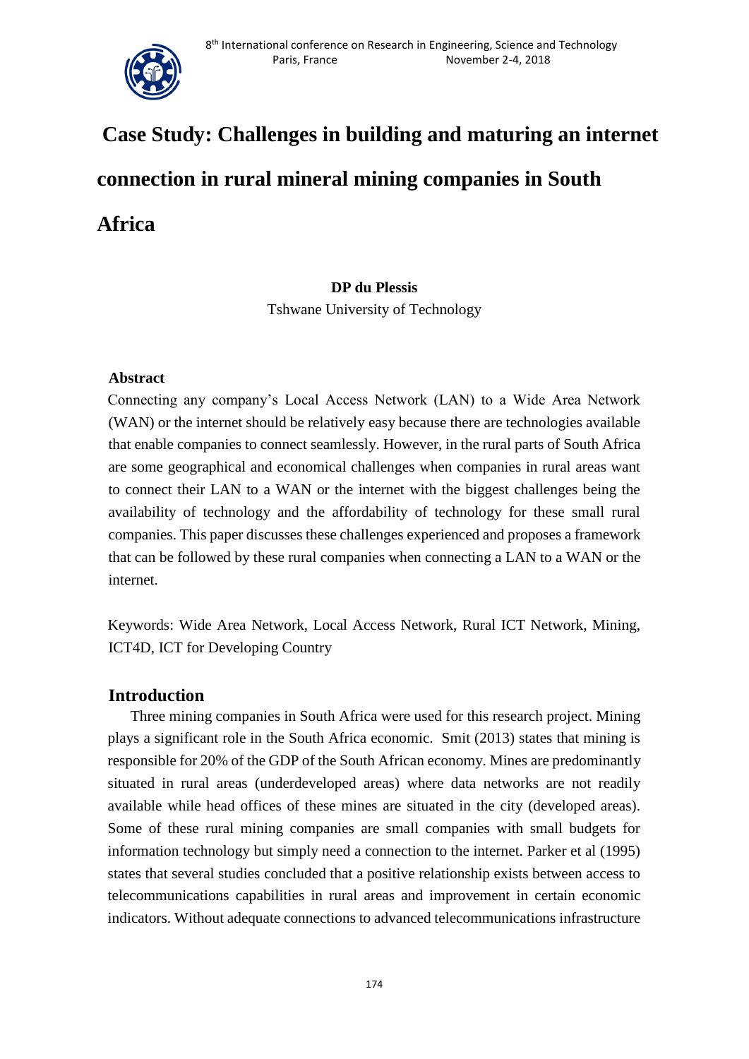# Case Study: Challenges in building and maturing an internet connection in rural mineral mining companies in South Africa

**DP du Plessis**

Tshwane University of Technology

## Abstract

Connecting any company's Local Access Network (LAN) to a Wide Area Network (WAN) or the internet should be relatively easy because there are technologies available that enable companies to connect seamlessly. However, in the rural parts of South Africa are some geographical and economical challenges when companies in rural areas want to connect their LAN to a WAN or the internet with the biggest challenges being the availability of technology and the affordability of technology for these small rural companies. This paper discusses these challenges experienced and proposes a framework that can be followed by these rural companies when connecting a LAN to a WAN or the internet.

Keywords: Wide Area Network, Local Access Network, Rural ICT Network, Mining, ICT4D, ICT for Developing Country

## Introduction

Three mining companies in South Africa were used for this research project. Mining plays a significant role in the South Africa economic. Smit (2013) states that mining is responsible for 20% of the GDP of the South African economy. Mines are predominantly situated in rural areas (underdeveloped areas) where data networks are not readily available while head offices of these mines are situated in the city (developed areas). Some of these rural mining companies are small companies with small budgets for information technology but simply need a connection to the internet. Parker et al (1995) states that several studies concluded that a positive relationship exists between access to telecommunications capabilities in rural areas and improvement in certain economic indicators. Without adequate connections to advanced telecommunications infrastructure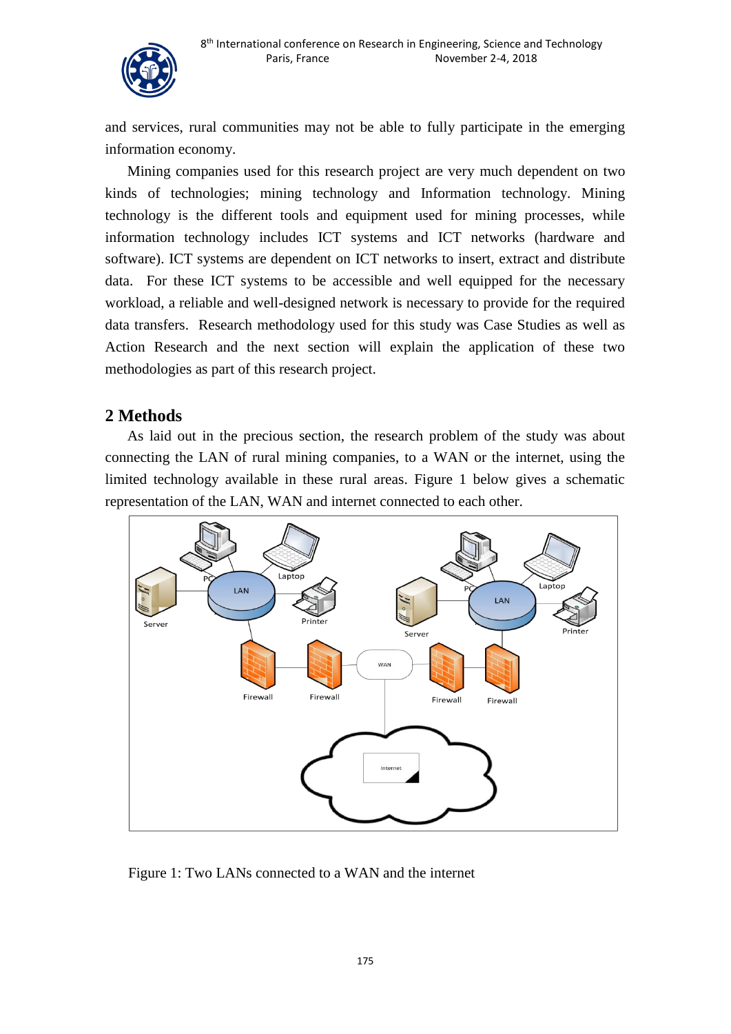and services, rural communities may not be able to fully participate in the emerging information economy.

Mining companies used for this research project are very much dependent on two kinds of technologies; mining technology and Information technology. Mining technology is the different tools and equipment used for mining processes, while information technology includes ICT systems and ICT networks (hardware and software). ICT systems are dependent on ICT networks to insert, extract and distribute data. For these ICT systems to be accessible and well equipped for the necessary workload, a reliable and well-designed network is necessary to provide for the required data transfers. Research methodology used for this study was Case Studies as well as Action Research and the next section will explain the application of these two methodologies as part of this research project.

## 2 Methods

As laid out in the precious section, the research problem of the study was about connecting the LAN of rural mining companies, to a WAN or the internet, using the limited technology available in these rural areas. Figure 1 below gives a schematic representation of the LAN, WAN and internet connected to each other.

Figure 1: Two LANs connected to a WAN and the internet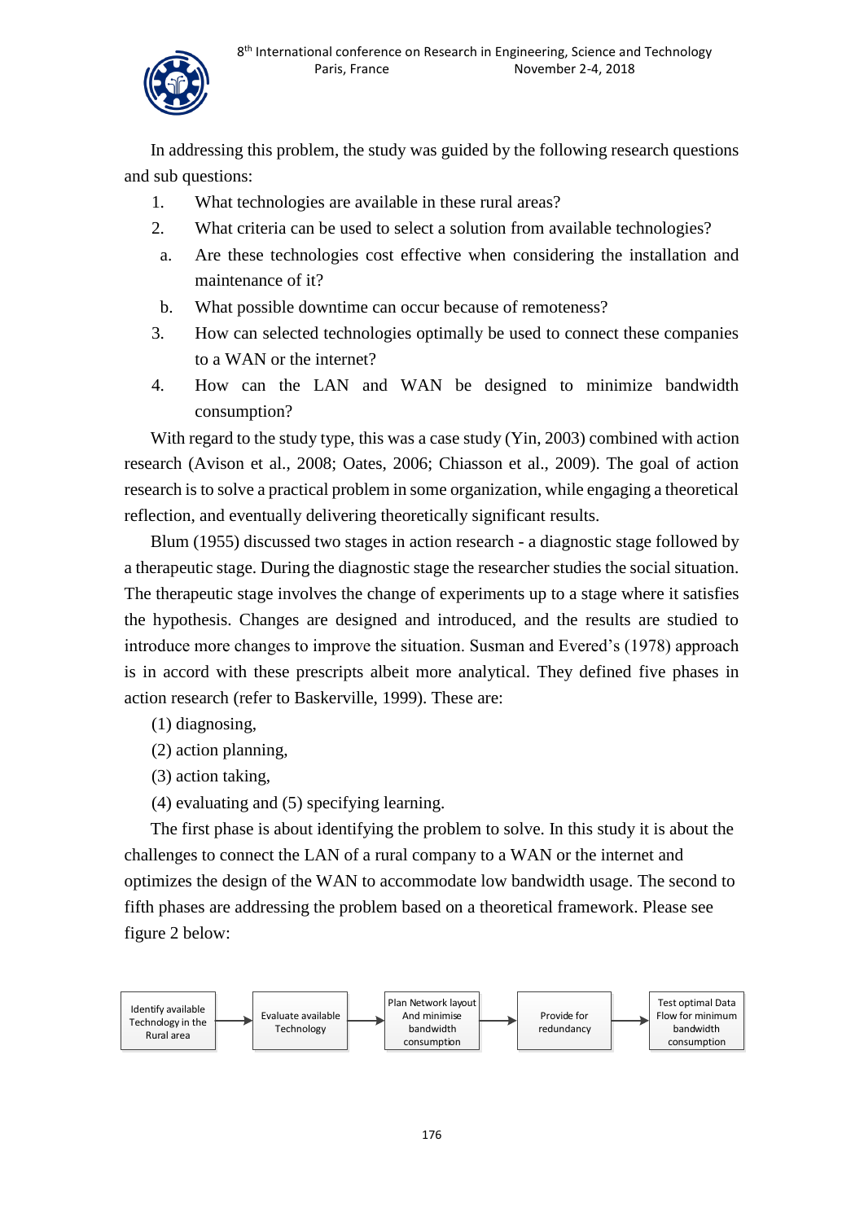In addressing this problem, the study was guided by the following research questions and sub questions:

1. What technologies are available in these rural areas?
2. What criteria can be used to select a solution from available technologies?
   a. Are these technologies cost effective when considering the installation and maintenance of it?
   b. What possible downtime can occur because of remoteness?
3. How can selected technologies optimally be used to connect these companies to a WAN or the internet?
4. How can the LAN and WAN be designed to minimize bandwidth consumption?

With regard to the study type, this was a case study (Yin, 2003) combined with action research (Avison et al., 2008; Oates, 2006; Chiasson et al., 2009). The goal of action research is to solve a practical problem in some organization, while engaging a theoretical reflection, and eventually delivering theoretically significant results.

Blum (1955) discussed two stages in action research - a diagnostic stage followed by a therapeutic stage. During the diagnostic stage the researcher studies the social situation. The therapeutic stage involves the change of experiments up to a stage where it satisfies the hypothesis. Changes are designed and introduced, and the results are studied to introduce more changes to improve the situation. Susman and Evered's (1978) approach is in accord with these prescripts albeit more analytical. They defined five phases in action research (refer to Baskerville, 1999). These are:

(1) diagnosing,

(2) action planning,

(3) action taking,

(4) evaluating and (5) specifying learning.

The first phase is about identifying the problem to solve. In this study it is about the challenges to connect the LAN of a rural company to a WAN or the internet and optimizes the design of the WAN to accommodate low bandwidth usage. The second to fifth phases are addressing the problem based on a theoretical framework. Please see figure 2 below:

Identify available Technology in the Rural area → Evaluate available Technology → Plan Network layout And minimise bandwidth consumption → Provide for redundancy → Test optimal Data Flow for minimum bandwidth consumption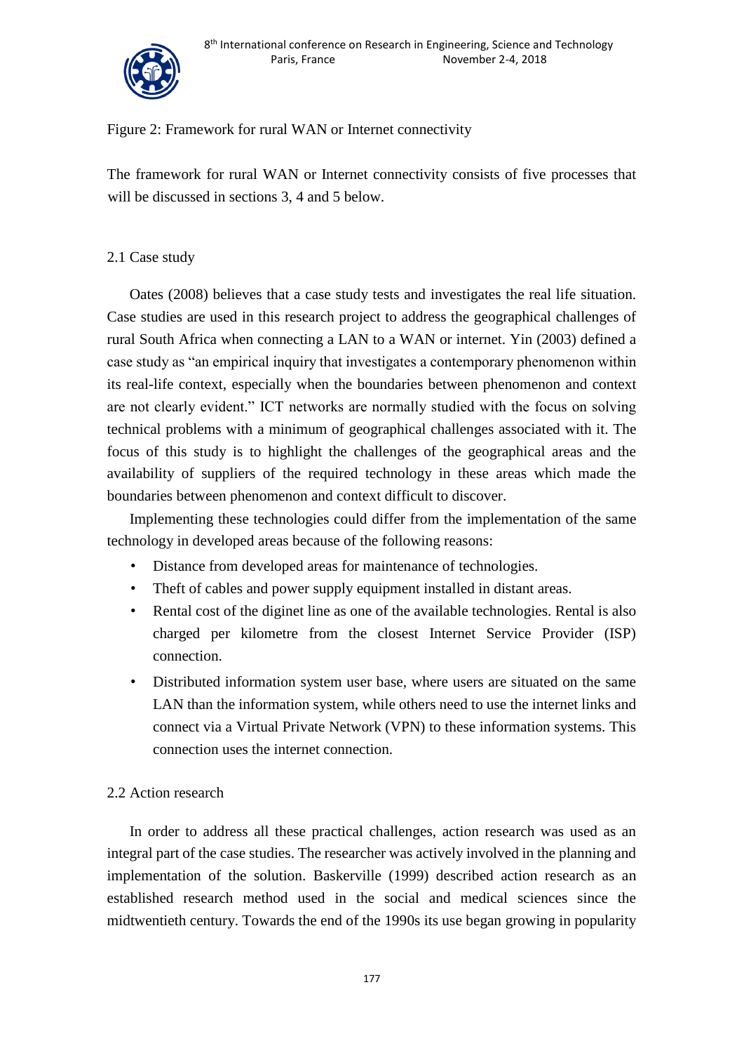Figure 2: Framework for rural WAN or Internet connectivity

The framework for rural WAN or Internet connectivity consists of five processes that will be discussed in sections 3, 4 and 5 below.

## 2.1 Case study

Oates (2008) believes that a case study tests and investigates the real life situation. Case studies are used in this research project to address the geographical challenges of rural South Africa when connecting a LAN to a WAN or internet. Yin (2003) defined a case study as "an empirical inquiry that investigates a contemporary phenomenon within its real-life context, especially when the boundaries between phenomenon and context are not clearly evident." ICT networks are normally studied with the focus on solving technical problems with a minimum of geographical challenges associated with it. The focus of this study is to highlight the challenges of the geographical areas and the availability of suppliers of the required technology in these areas which made the boundaries between phenomenon and context difficult to discover.

Implementing these technologies could differ from the implementation of the same technology in developed areas because of the following reasons:

- Distance from developed areas for maintenance of technologies.
- Theft of cables and power supply equipment installed in distant areas.
- Rental cost of the diginet line as one of the available technologies. Rental is also charged per kilometre from the closest Internet Service Provider (ISP) connection.
- Distributed information system user base, where users are situated on the same LAN than the information system, while others need to use the internet links and connect via a Virtual Private Network (VPN) to these information systems. This connection uses the internet connection.

## 2.2 Action research

In order to address all these practical challenges, action research was used as an integral part of the case studies. The researcher was actively involved in the planning and implementation of the solution. Baskerville (1999) described action research as an established research method used in the social and medical sciences since the midtwentieth century. Towards the end of the 1990s its use began growing in popularity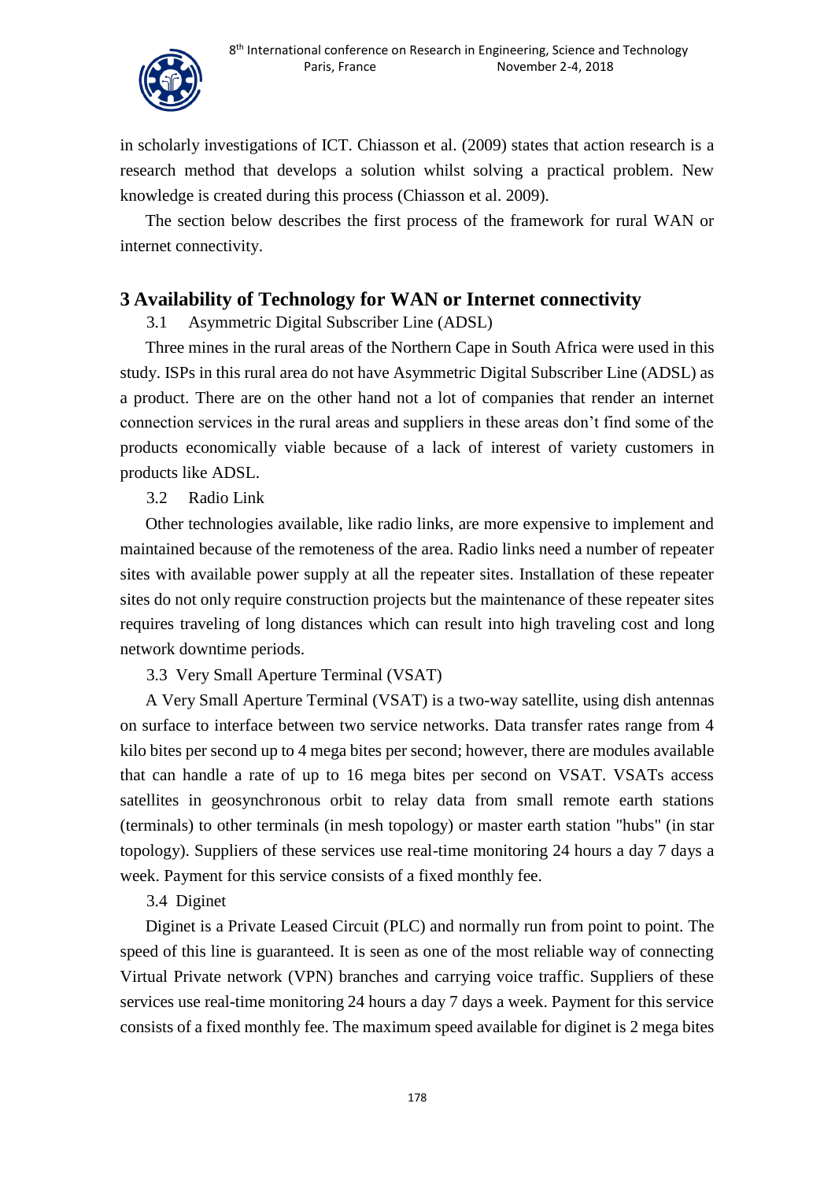in scholarly investigations of ICT. Chiasson et al. (2009) states that action research is a research method that develops a solution whilst solving a practical problem. New knowledge is created during this process (Chiasson et al. 2009).

The section below describes the first process of the framework for rural WAN or internet connectivity.

## 3 Availability of Technology for WAN or Internet connectivity

### 3.1 Asymmetric Digital Subscriber Line (ADSL)

Three mines in the rural areas of the Northern Cape in South Africa were used in this study. ISPs in this rural area do not have Asymmetric Digital Subscriber Line (ADSL) as a product. There are on the other hand not a lot of companies that render an internet connection services in the rural areas and suppliers in these areas don't find some of the products economically viable because of a lack of interest of variety customers in products like ADSL.

### 3.2 Radio Link

Other technologies available, like radio links, are more expensive to implement and maintained because of the remoteness of the area. Radio links need a number of repeater sites with available power supply at all the repeater sites. Installation of these repeater sites do not only require construction projects but the maintenance of these repeater sites requires traveling of long distances which can result into high traveling cost and long network downtime periods.

### 3.3 Very Small Aperture Terminal (VSAT)

A Very Small Aperture Terminal (VSAT) is a two-way satellite, using dish antennas on surface to interface between two service networks. Data transfer rates range from 4 kilo bites per second up to 4 mega bites per second; however, there are modules available that can handle a rate of up to 16 mega bites per second on VSAT. VSATs access satellites in geosynchronous orbit to relay data from small remote earth stations (terminals) to other terminals (in mesh topology) or master earth station "hubs" (in star topology). Suppliers of these services use real-time monitoring 24 hours a day 7 days a week. Payment for this service consists of a fixed monthly fee.

### 3.4 Diginet

Diginet is a Private Leased Circuit (PLC) and normally run from point to point. The speed of this line is guaranteed. It is seen as one of the most reliable way of connecting Virtual Private network (VPN) branches and carrying voice traffic. Suppliers of these services use real-time monitoring 24 hours a day 7 days a week. Payment for this service consists of a fixed monthly fee. The maximum speed available for diginet is 2 mega bites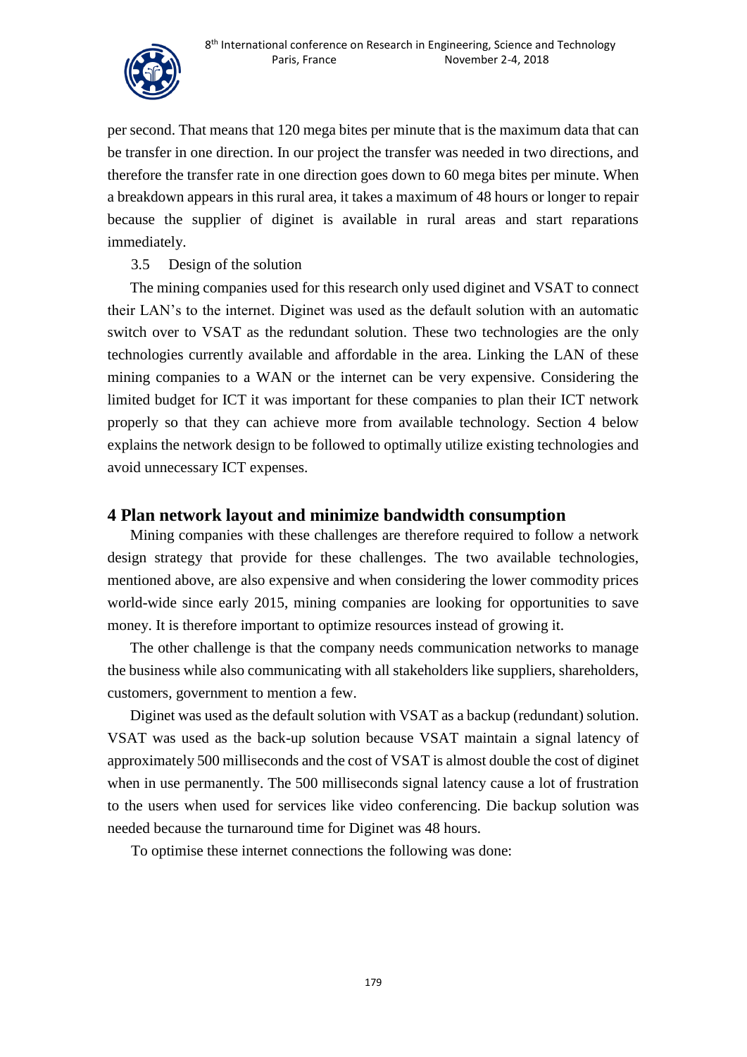per second. That means that 120 mega bites per minute that is the maximum data that can be transfer in one direction. In our project the transfer was needed in two directions, and therefore the transfer rate in one direction goes down to 60 mega bites per minute. When a breakdown appears in this rural area, it takes a maximum of 48 hours or longer to repair because the supplier of diginet is available in rural areas and start reparations immediately.

### 3.5 Design of the solution

The mining companies used for this research only used diginet and VSAT to connect their LAN's to the internet. Diginet was used as the default solution with an automatic switch over to VSAT as the redundant solution. These two technologies are the only technologies currently available and affordable in the area. Linking the LAN of these mining companies to a WAN or the internet can be very expensive. Considering the limited budget for ICT it was important for these companies to plan their ICT network properly so that they can achieve more from available technology. Section 4 below explains the network design to be followed to optimally utilize existing technologies and avoid unnecessary ICT expenses.

## 4 Plan network layout and minimize bandwidth consumption

Mining companies with these challenges are therefore required to follow a network design strategy that provide for these challenges. The two available technologies, mentioned above, are also expensive and when considering the lower commodity prices world-wide since early 2015, mining companies are looking for opportunities to save money. It is therefore important to optimize resources instead of growing it.

The other challenge is that the company needs communication networks to manage the business while also communicating with all stakeholders like suppliers, shareholders, customers, government to mention a few.

Diginet was used as the default solution with VSAT as a backup (redundant) solution. VSAT was used as the back-up solution because VSAT maintain a signal latency of approximately 500 milliseconds and the cost of VSAT is almost double the cost of diginet when in use permanently. The 500 milliseconds signal latency cause a lot of frustration to the users when used for services like video conferencing. Die backup solution was needed because the turnaround time for Diginet was 48 hours.

To optimise these internet connections the following was done: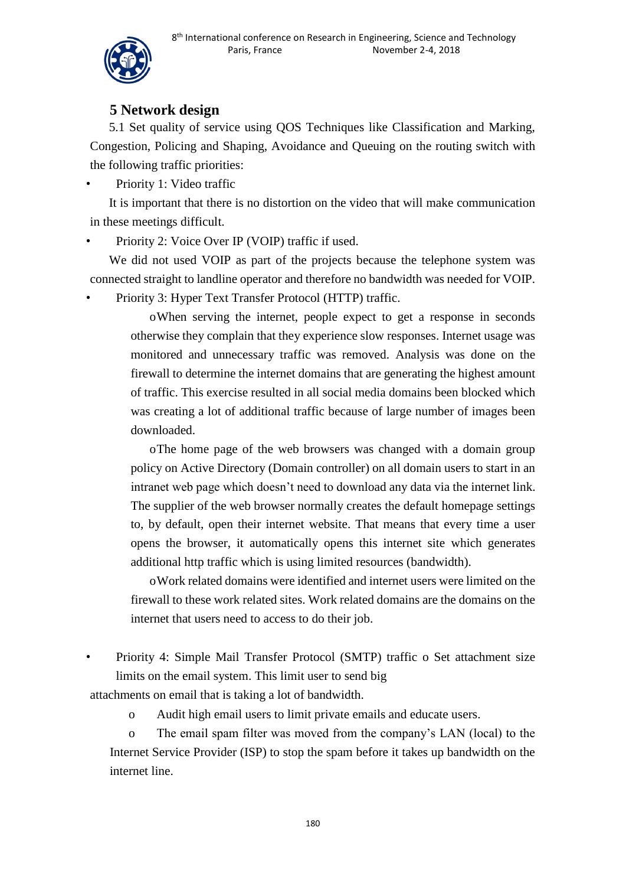## 5 Network design

5.1 Set quality of service using QOS Techniques like Classification and Marking, Congestion, Policing and Shaping, Avoidance and Queuing on the routing switch with the following traffic priorities:

- Priority 1: Video traffic

It is important that there is no distortion on the video that will make communication in these meetings difficult.

- Priority 2: Voice Over IP (VOIP) traffic if used.

We did not used VOIP as part of the projects because the telephone system was connected straight to landline operator and therefore no bandwidth was needed for VOIP.

- Priority 3: Hyper Text Transfer Protocol (HTTP) traffic.
  - When serving the internet, people expect to get a response in seconds otherwise they complain that they experience slow responses. Internet usage was monitored and unnecessary traffic was removed. Analysis was done on the firewall to determine the internet domains that are generating the highest amount of traffic. This exercise resulted in all social media domains been blocked which was creating a lot of additional traffic because of large number of images been downloaded.
  - The home page of the web browsers was changed with a domain group policy on Active Directory (Domain controller) on all domain users to start in an intranet web page which doesn't need to download any data via the internet link. The supplier of the web browser normally creates the default homepage settings to, by default, open their internet website. That means that every time a user opens the browser, it automatically opens this internet site which generates additional http traffic which is using limited resources (bandwidth).
  - Work related domains were identified and internet users were limited on the firewall to these work related sites. Work related domains are the domains on the internet that users need to access to do their job.

- Priority 4: Simple Mail Transfer Protocol (SMTP) traffic o Set attachment size limits on the email system. This limit user to send big attachments on email that is taking a lot of bandwidth.
  - Audit high email users to limit private emails and educate users.
  - The email spam filter was moved from the company's LAN (local) to the Internet Service Provider (ISP) to stop the spam before it takes up bandwidth on the internet line.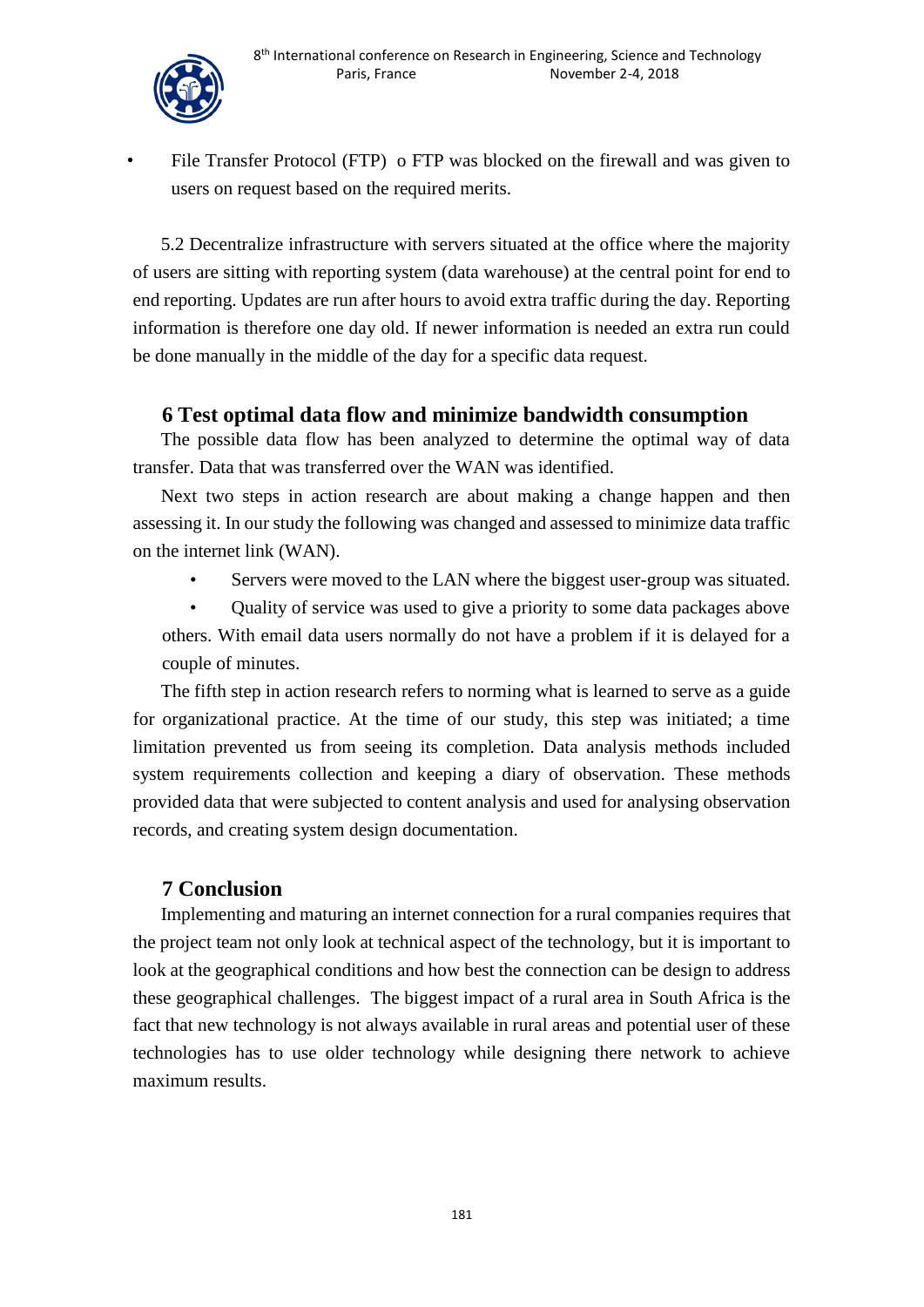- File Transfer Protocol (FTP) o FTP was blocked on the firewall and was given to users on request based on the required merits.

5.2 Decentralize infrastructure with servers situated at the office where the majority of users are sitting with reporting system (data warehouse) at the central point for end to end reporting. Updates are run after hours to avoid extra traffic during the day. Reporting information is therefore one day old. If newer information is needed an extra run could be done manually in the middle of the day for a specific data request.

## 6 Test optimal data flow and minimize bandwidth consumption

The possible data flow has been analyzed to determine the optimal way of data transfer. Data that was transferred over the WAN was identified.

Next two steps in action research are about making a change happen and then assessing it. In our study the following was changed and assessed to minimize data traffic on the internet link (WAN).

- Servers were moved to the LAN where the biggest user-group was situated.
- Quality of service was used to give a priority to some data packages above others. With email data users normally do not have a problem if it is delayed for a couple of minutes.

The fifth step in action research refers to norming what is learned to serve as a guide for organizational practice. At the time of our study, this step was initiated; a time limitation prevented us from seeing its completion. Data analysis methods included system requirements collection and keeping a diary of observation. These methods provided data that were subjected to content analysis and used for analysing observation records, and creating system design documentation.

## 7 Conclusion

Implementing and maturing an internet connection for a rural companies requires that the project team not only look at technical aspect of the technology, but it is important to look at the geographical conditions and how best the connection can be design to address these geographical challenges. The biggest impact of a rural area in South Africa is the fact that new technology is not always available in rural areas and potential user of these technologies has to use older technology while designing there network to achieve maximum results.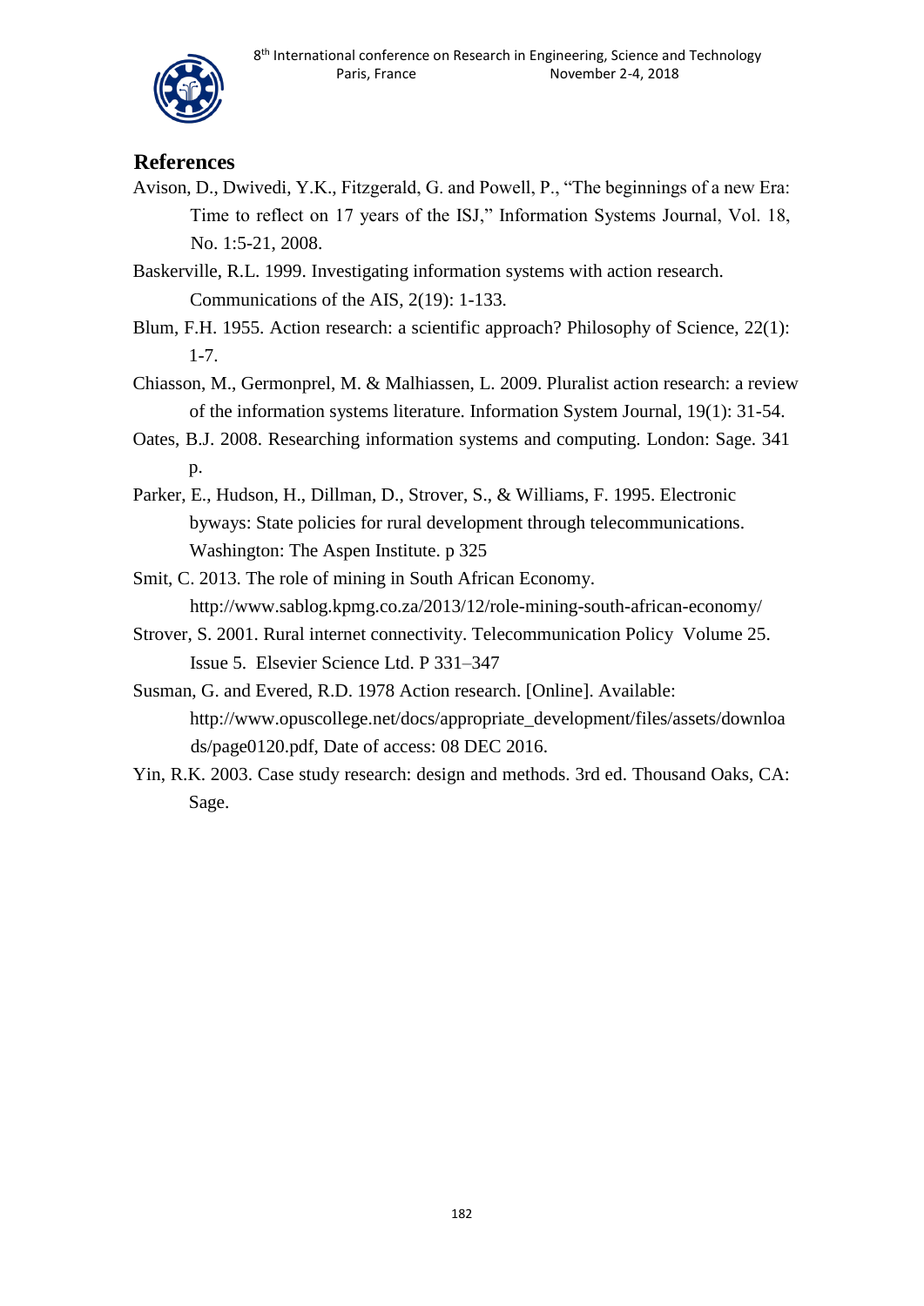## References

Avison, D., Dwivedi, Y.K., Fitzgerald, G. and Powell, P., "The beginnings of a new Era: Time to reflect on 17 years of the ISJ," Information Systems Journal, Vol. 18, No. 1:5-21, 2008.

Baskerville, R.L. 1999. Investigating information systems with action research. Communications of the AIS, 2(19): 1-133.

Blum, F.H. 1955. Action research: a scientific approach? Philosophy of Science, 22(1): 1-7.

Chiasson, M., Germonprel, M. & Malhiassen, L. 2009. Pluralist action research: a review of the information systems literature. Information System Journal, 19(1): 31-54.

Oates, B.J. 2008. Researching information systems and computing. London: Sage. 341 p.

Parker, E., Hudson, H., Dillman, D., Strover, S., & Williams, F. 1995. Electronic byways: State policies for rural development through telecommunications. Washington: The Aspen Institute. p 325

Smit, C. 2013. The role of mining in South African Economy. http://www.sablog.kpmg.co.za/2013/12/role-mining-south-african-economy/

Strover, S. 2001. Rural internet connectivity. Telecommunication Policy Volume 25. Issue 5. Elsevier Science Ltd. P 331–347

Susman, G. and Evered, R.D. 1978 Action research. [Online]. Available: http://www.opuscollege.net/docs/appropriate_development/files/assets/downloads/page0120.pdf, Date of access: 08 DEC 2016.

Yin, R.K. 2003. Case study research: design and methods. 3rd ed. Thousand Oaks, CA: Sage.